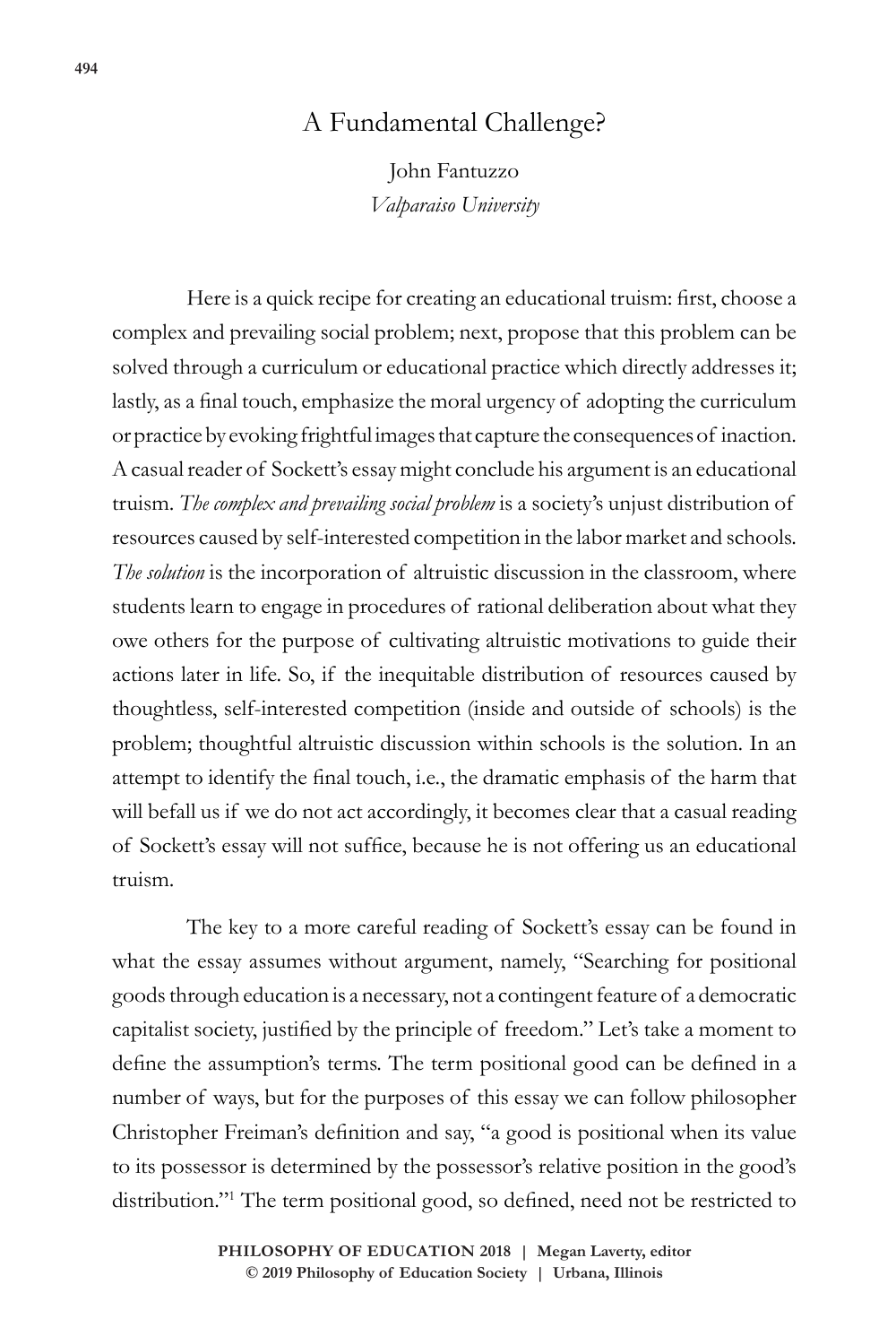# A Fundamental Challenge?

John Fantuzzo
*Valparaiso University*

Here is a quick recipe for creating an educational truism: first, choose a complex and prevailing social problem; next, propose that this problem can be solved through a curriculum or educational practice which directly addresses it; lastly, as a final touch, emphasize the moral urgency of adopting the curriculum or practice by evoking frightful images that capture the consequences of inaction. A casual reader of Sockett's essay might conclude his argument is an educational truism. *The complex and prevailing social problem* is a society's unjust distribution of resources caused by self-interested competition in the labor market and schools. *The solution* is the incorporation of altruistic discussion in the classroom, where students learn to engage in procedures of rational deliberation about what they owe others for the purpose of cultivating altruistic motivations to guide their actions later in life. So, if the inequitable distribution of resources caused by thoughtless, self-interested competition (inside and outside of schools) is the problem; thoughtful altruistic discussion within schools is the solution. In an attempt to identify the final touch, i.e., the dramatic emphasis of the harm that will befall us if we do not act accordingly, it becomes clear that a casual reading of Sockett's essay will not suffice, because he is not offering us an educational truism.

The key to a more careful reading of Sockett's essay can be found in what the essay assumes without argument, namely, "Searching for positional goods through education is a necessary, not a contingent feature of a democratic capitalist society, justified by the principle of freedom." Let's take a moment to define the assumption's terms. The term positional good can be defined in a number of ways, but for the purposes of this essay we can follow philosopher Christopher Freiman's definition and say, "a good is positional when its value to its possessor is determined by the possessor's relative position in the good's distribution."[1] The term positional good, so defined, need not be restricted to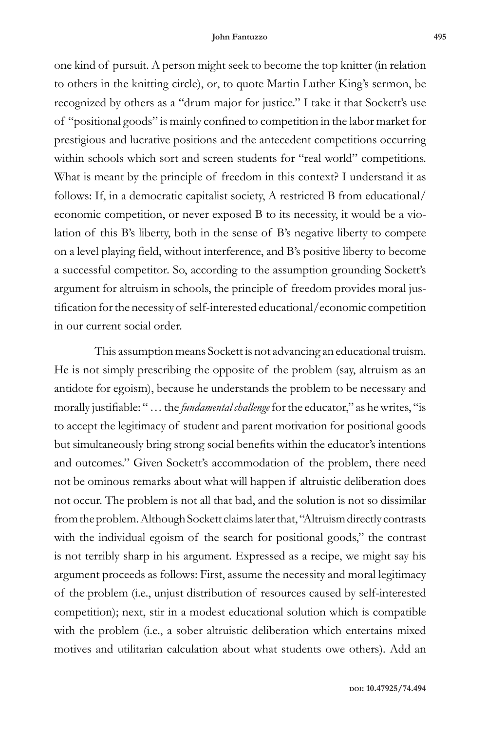one kind of pursuit. A person might seek to become the top knitter (in relation to others in the knitting circle), or, to quote Martin Luther King's sermon, be recognized by others as a "drum major for justice." I take it that Sockett's use of "positional goods" is mainly confined to competition in the labor market for prestigious and lucrative positions and the antecedent competitions occurring within schools which sort and screen students for "real world" competitions. What is meant by the principle of freedom in this context? I understand it as follows: If, in a democratic capitalist society, A restricted B from educational/economic competition, or never exposed B to its necessity, it would be a violation of this B's liberty, both in the sense of B's negative liberty to compete on a level playing field, without interference, and B's positive liberty to become a successful competitor. So, according to the assumption grounding Sockett's argument for altruism in schools, the principle of freedom provides moral justification for the necessity of self-interested educational/economic competition in our current social order.

This assumption means Sockett is not advancing an educational truism. He is not simply prescribing the opposite of the problem (say, altruism as an antidote for egoism), because he understands the problem to be necessary and morally justifiable: " … the *fundamental challenge* for the educator," as he writes, "is to accept the legitimacy of student and parent motivation for positional goods but simultaneously bring strong social benefits within the educator's intentions and outcomes." Given Sockett's accommodation of the problem, there need not be ominous remarks about what will happen if altruistic deliberation does not occur. The problem is not all that bad, and the solution is not so dissimilar from the problem. Although Sockett claims later that, "Altruism directly contrasts with the individual egoism of the search for positional goods," the contrast is not terribly sharp in his argument. Expressed as a recipe, we might say his argument proceeds as follows: First, assume the necessity and moral legitimacy of the problem (i.e., unjust distribution of resources caused by self-interested competition); next, stir in a modest educational solution which is compatible with the problem (i.e., a sober altruistic deliberation which entertains mixed motives and utilitarian calculation about what students owe others). Add an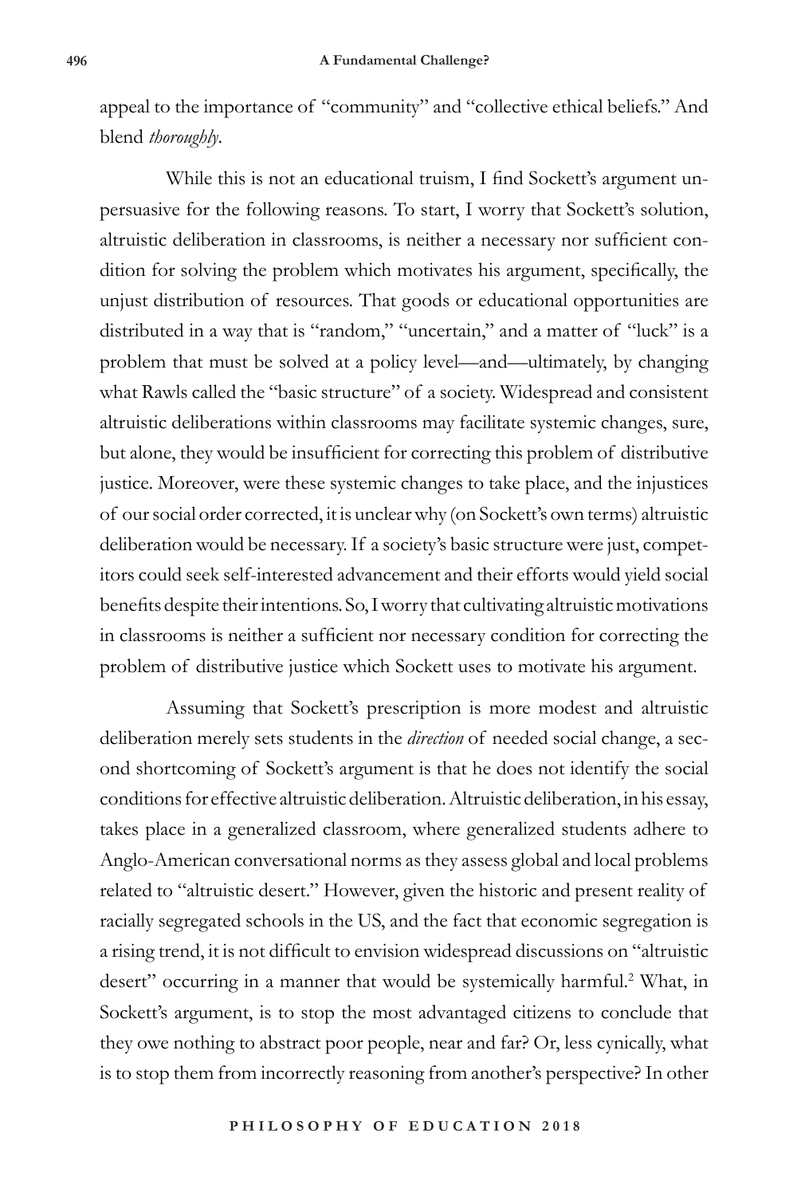appeal to the importance of "community" and "collective ethical beliefs." And blend *thoroughly*.

While this is not an educational truism, I find Sockett's argument unpersuasive for the following reasons. To start, I worry that Sockett's solution, altruistic deliberation in classrooms, is neither a necessary nor sufficient condition for solving the problem which motivates his argument, specifically, the unjust distribution of resources. That goods or educational opportunities are distributed in a way that is "random," "uncertain," and a matter of "luck" is a problem that must be solved at a policy level—and—ultimately, by changing what Rawls called the "basic structure" of a society. Widespread and consistent altruistic deliberations within classrooms may facilitate systemic changes, sure, but alone, they would be insufficient for correcting this problem of distributive justice. Moreover, were these systemic changes to take place, and the injustices of our social order corrected, it is unclear why (on Sockett's own terms) altruistic deliberation would be necessary. If a society's basic structure were just, competitors could seek self-interested advancement and their efforts would yield social benefits despite their intentions. So, I worry that cultivating altruistic motivations in classrooms is neither a sufficient nor necessary condition for correcting the problem of distributive justice which Sockett uses to motivate his argument.

Assuming that Sockett's prescription is more modest and altruistic deliberation merely sets students in the *direction* of needed social change, a second shortcoming of Sockett's argument is that he does not identify the social conditions for effective altruistic deliberation. Altruistic deliberation, in his essay, takes place in a generalized classroom, where generalized students adhere to Anglo-American conversational norms as they assess global and local problems related to "altruistic desert." However, given the historic and present reality of racially segregated schools in the US, and the fact that economic segregation is a rising trend, it is not difficult to envision widespread discussions on "altruistic desert" occurring in a manner that would be systemically harmful.[2] What, in Sockett's argument, is to stop the most advantaged citizens to conclude that they owe nothing to abstract poor people, near and far? Or, less cynically, what is to stop them from incorrectly reasoning from another's perspective? In other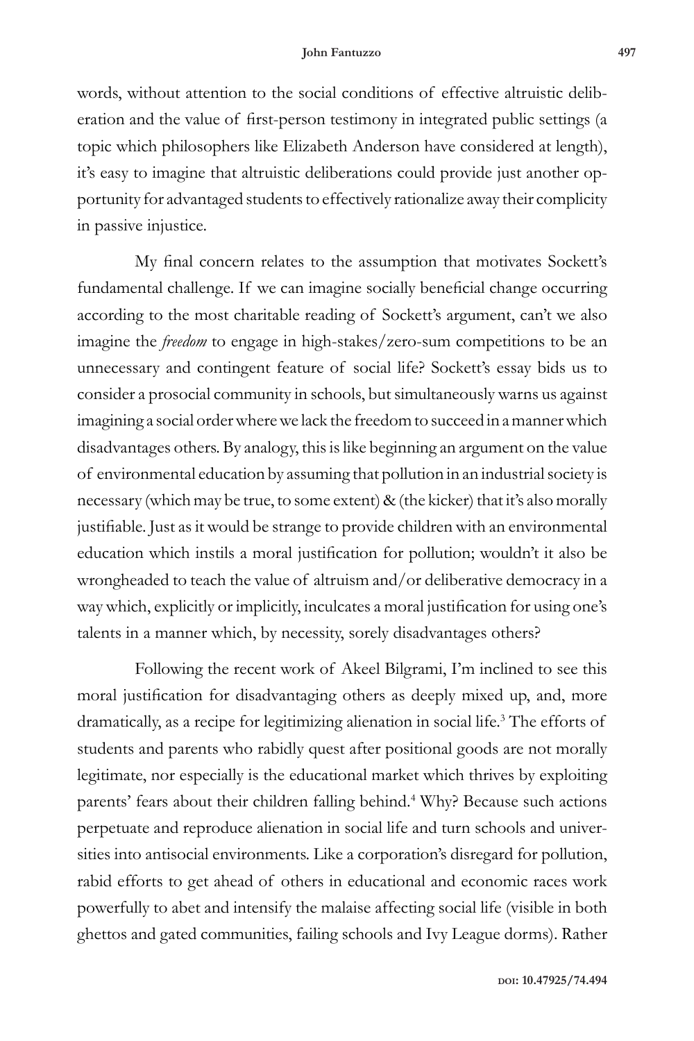words, without attention to the social conditions of effective altruistic deliberation and the value of first-person testimony in integrated public settings (a topic which philosophers like Elizabeth Anderson have considered at length), it's easy to imagine that altruistic deliberations could provide just another opportunity for advantaged students to effectively rationalize away their complicity in passive injustice.

My final concern relates to the assumption that motivates Sockett's fundamental challenge. If we can imagine socially beneficial change occurring according to the most charitable reading of Sockett's argument, can't we also imagine the *freedom* to engage in high-stakes/zero-sum competitions to be an unnecessary and contingent feature of social life? Sockett's essay bids us to consider a prosocial community in schools, but simultaneously warns us against imagining a social order where we lack the freedom to succeed in a manner which disadvantages others. By analogy, this is like beginning an argument on the value of environmental education by assuming that pollution in an industrial society is necessary (which may be true, to some extent) & (the kicker) that it's also morally justifiable. Just as it would be strange to provide children with an environmental education which instils a moral justification for pollution; wouldn't it also be wrongheaded to teach the value of altruism and/or deliberative democracy in a way which, explicitly or implicitly, inculcates a moral justification for using one's talents in a manner which, by necessity, sorely disadvantages others?

Following the recent work of Akeel Bilgrami, I'm inclined to see this moral justification for disadvantaging others as deeply mixed up, and, more dramatically, as a recipe for legitimizing alienation in social life.[3] The efforts of students and parents who rabidly quest after positional goods are not morally legitimate, nor especially is the educational market which thrives by exploiting parents' fears about their children falling behind.[4] Why? Because such actions perpetuate and reproduce alienation in social life and turn schools and universities into antisocial environments. Like a corporation's disregard for pollution, rabid efforts to get ahead of others in educational and economic races work powerfully to abet and intensify the malaise affecting social life (visible in both ghettos and gated communities, failing schools and Ivy League dorms). Rather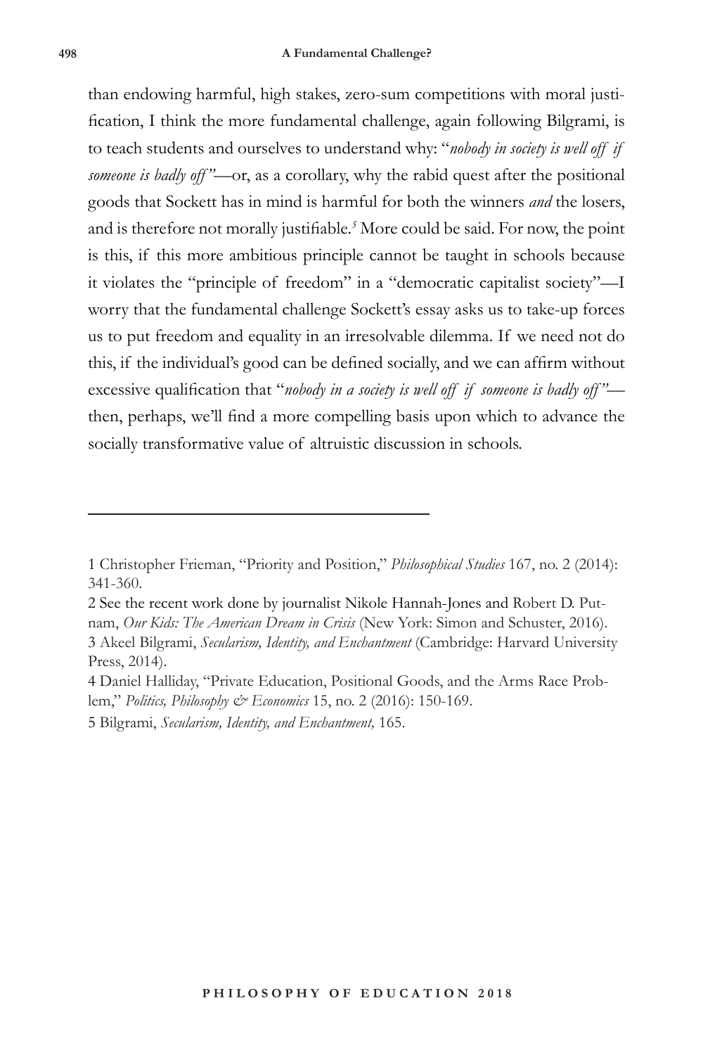than endowing harmful, high stakes, zero-sum competitions with moral justification, I think the more fundamental challenge, again following Bilgrami, is to teach students and ourselves to understand why: "*nobody in society is well off if someone is badly off"*—or, as a corollary, why the rabid quest after the positional goods that Sockett has in mind is harmful for both the winners *and* the losers, and is therefore not morally justifiable.[5] More could be said. For now, the point is this, if this more ambitious principle cannot be taught in schools because it violates the "principle of freedom" in a "democratic capitalist society"—I worry that the fundamental challenge Sockett's essay asks us to take-up forces us to put freedom and equality in an irresolvable dilemma. If we need not do this, if the individual's good can be defined socially, and we can affirm without excessive qualification that "*nobody in a society is well off if someone is badly off"*—then, perhaps, we'll find a more compelling basis upon which to advance the socially transformative value of altruistic discussion in schools.

---

1 Christopher Frieman, "Priority and Position," *Philosophical Studies* 167, no. 2 (2014): 341-360.

2 See the recent work done by journalist Nikole Hannah-Jones and Robert D. Putnam, *Our Kids: The American Dream in Crisis* (New York: Simon and Schuster, 2016).

3 Akeel Bilgrami, *Secularism, Identity, and Enchantment* (Cambridge: Harvard University Press, 2014).

4 Daniel Halliday, "Private Education, Positional Goods, and the Arms Race Problem," *Politics, Philosophy & Economics* 15, no. 2 (2016): 150-169.

5 Bilgrami, *Secularism, Identity, and Enchantment,* 165.